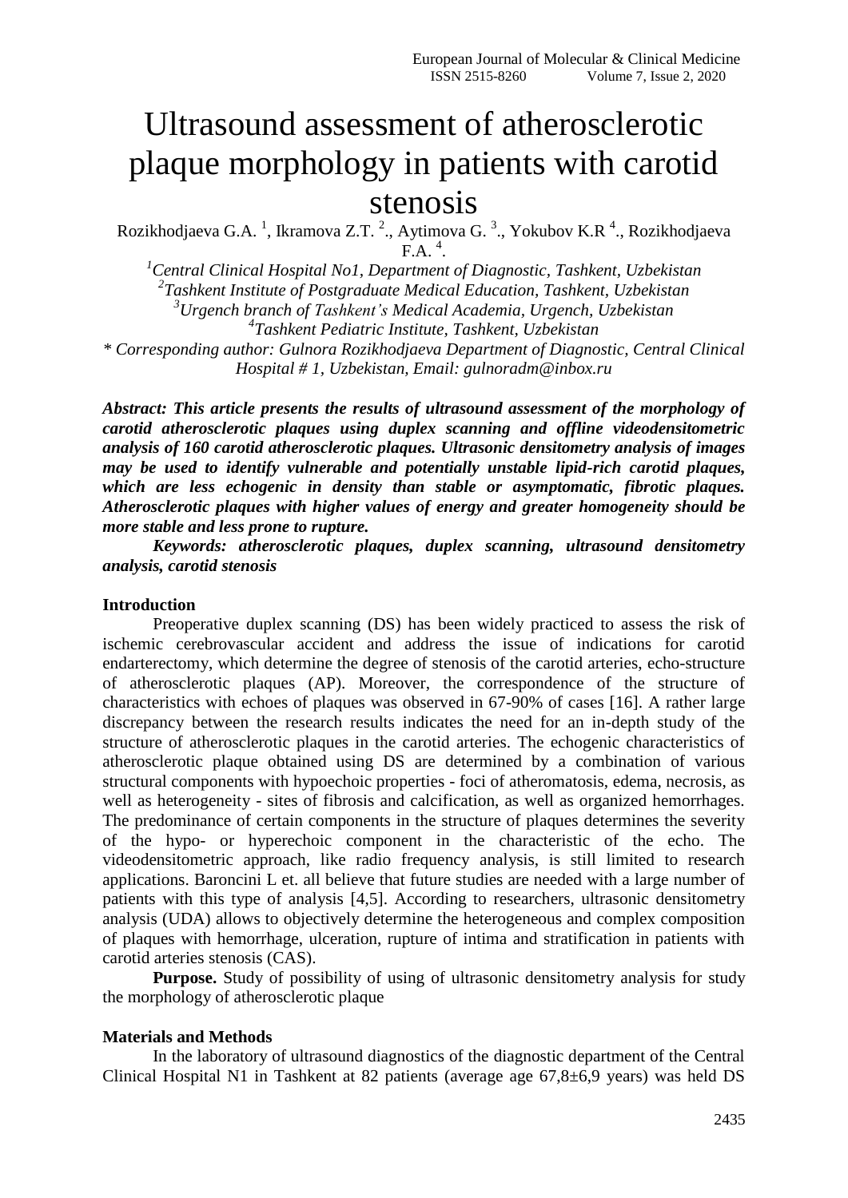# Ultrasound assessment of atherosclerotic plaque morphology in patients with carotid stenosis

Rozikhodjaeva G.A. [1], Ikramova Z.T. [2]., Aytimova G. [3]., Yokubov K.R [4]., Rozikhodjaeva F.A. [4].

[1]*Central Clinical Hospital No1, Department of Diagnostic, Tashkent, Uzbekistan*
[2]*Tashkent Institute of Postgraduate Medical Education, Tashkent, Uzbekistan*
[3]*Urgench branch of Tashkent's Medical Academia, Urgench, Uzbekistan*
[4]*Tashkent Pediatric Institute, Tashkent, Uzbekistan*
*\* Corresponding author: Gulnora Rozikhodjaeva Department of Diagnostic, Central Clinical Hospital # 1, Uzbekistan, Email: gulnoradm@inbox.ru*

***Abstract: This article presents the results of ultrasound assessment of the morphology of carotid atherosclerotic plaques using duplex scanning and offline videodensitometric analysis of 160 carotid atherosclerotic plaques. Ultrasonic densitometry analysis of images may be used to identify vulnerable and potentially unstable lipid-rich carotid plaques, which are less echogenic in density than stable or asymptomatic, fibrotic plaques. Atherosclerotic plaques with higher values of energy and greater homogeneity should be more stable and less prone to rupture.***

***Keywords: atherosclerotic plaques, duplex scanning, ultrasound densitometry analysis, carotid stenosis***

**Introduction**

Preoperative duplex scanning (DS) has been widely practiced to assess the risk of ischemic cerebrovascular accident and address the issue of indications for carotid endarterectomy, which determine the degree of stenosis of the carotid arteries, echo-structure of atherosclerotic plaques (AP). Moreover, the correspondence of the structure of characteristics with echoes of plaques was observed in 67-90% of cases [16]. A rather large discrepancy between the research results indicates the need for an in-depth study of the structure of atherosclerotic plaques in the carotid arteries. The echogenic characteristics of atherosclerotic plaque obtained using DS are determined by a combination of various structural components with hypoechoic properties - foci of atheromatosis, edema, necrosis, as well as heterogeneity - sites of fibrosis and calcification, as well as organized hemorrhages. The predominance of certain components in the structure of plaques determines the severity of the hypo- or hyperechoic component in the characteristic of the echo. The videodensitometric approach, like radio frequency analysis, is still limited to research applications. Baroncini L et. all believe that future studies are needed with a large number of patients with this type of analysis [4,5]. According to researchers, ultrasonic densitometry analysis (UDA) allows to objectively determine the heterogeneous and complex composition of plaques with hemorrhage, ulceration, rupture of intima and stratification in patients with carotid arteries stenosis (CAS).

**Purpose.** Study of possibility of using of ultrasonic densitometry analysis for study the morphology of atherosclerotic plaque

**Materials and Methods**

In the laboratory of ultrasound diagnostics of the diagnostic department of the Central Clinical Hospital N1 in Tashkent at 82 patients (average age 67,8±6,9 years) was held DS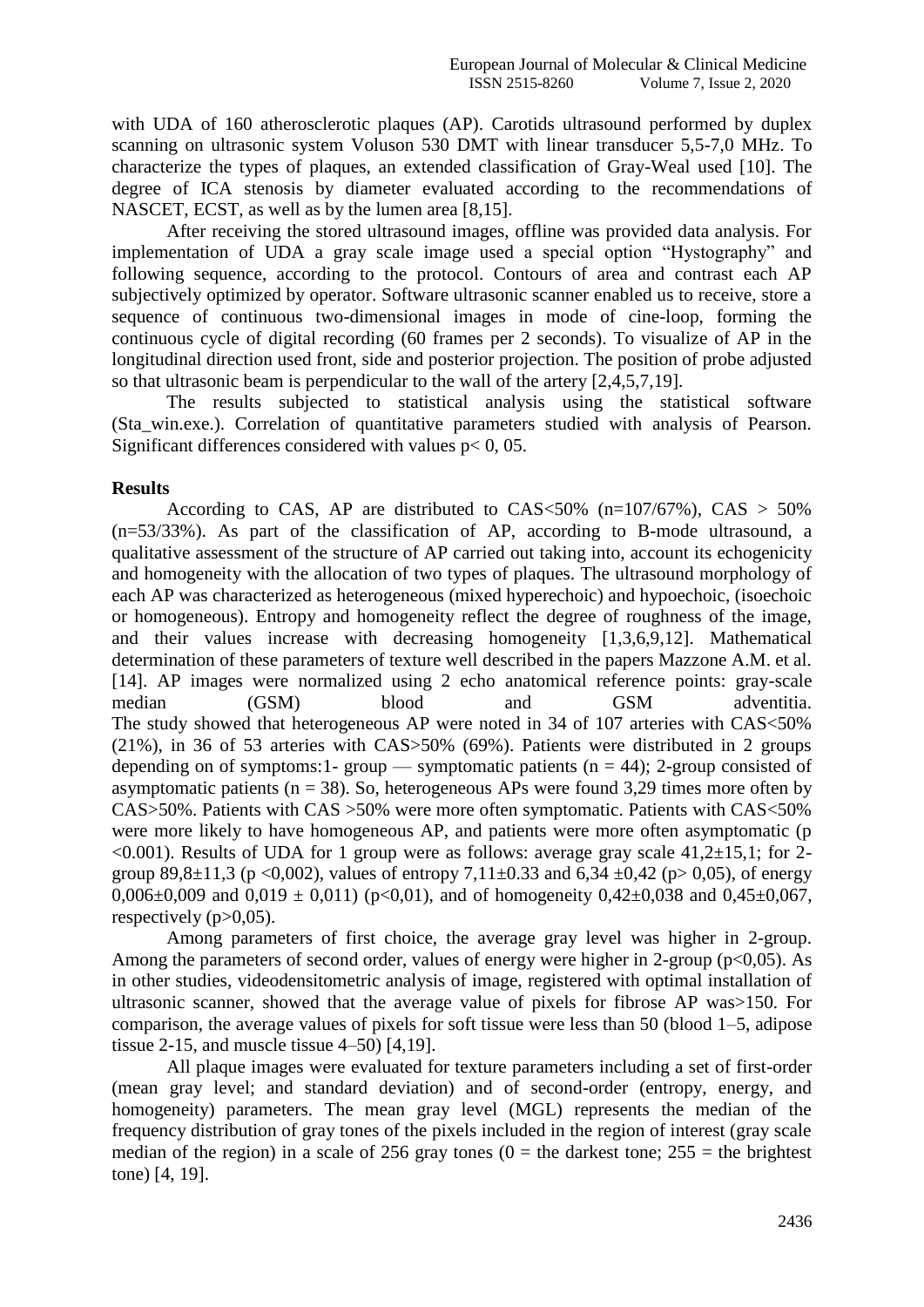with UDA of 160 atherosclerotic plaques (AP). Carotids ultrasound performed by duplex scanning on ultrasonic system Voluson 530 DMT with linear transducer 5,5-7,0 MHz. To characterize the types of plaques, an extended classification of Gray-Weal used [10]. The degree of ICA stenosis by diameter evaluated according to the recommendations of NASCET, ECST, as well as by the lumen area [8,15].

After receiving the stored ultrasound images, offline was provided data analysis. For implementation of UDA a gray scale image used a special option "Hystography" and following sequence, according to the protocol. Contours of area and contrast each AP subjectively optimized by operator. Software ultrasonic scanner enabled us to receive, store a sequence of continuous two-dimensional images in mode of cine-loop, forming the continuous cycle of digital recording (60 frames per 2 seconds). To visualize of AP in the longitudinal direction used front, side and posterior projection. The position of probe adjusted so that ultrasonic beam is perpendicular to the wall of the artery [2,4,5,7,19].

The results subjected to statistical analysis using the statistical software (Sta_win.exe.). Correlation of quantitative parameters studied with analysis of Pearson. Significant differences considered with values $p < 0,05$.

## Results

According to CAS, AP are distributed to CAS<50% (n=107/67%), CAS > 50% (n=53/33%). As part of the classification of AP, according to B-mode ultrasound, a qualitative assessment of the structure of AP carried out taking into, account its echogenicity and homogeneity with the allocation of two types of plaques. The ultrasound morphology of each AP was characterized as heterogeneous (mixed hyperechoic) and hypoechoic, (isoechoic or homogeneous). Entropy and homogeneity reflect the degree of roughness of the image, and their values increase with decreasing homogeneity [1,3,6,9,12]. Mathematical determination of these parameters of texture well described in the papers Mazzone A.M. et al. [14]. AP images were normalized using 2 echo anatomical reference points: gray-scale median (GSM) blood and GSM adventitia. The study showed that heterogeneous AP were noted in 34 of 107 arteries with CAS<50% (21%), in 36 of 53 arteries with CAS>50% (69%). Patients were distributed in 2 groups depending on of symptoms:1- group — symptomatic patients (n = 44); 2-group consisted of asymptomatic patients (n = 38). So, heterogeneous APs were found 3,29 times more often by CAS>50%. Patients with CAS >50% were more often symptomatic. Patients with CAS<50% were more likely to have homogeneous AP, and patients were more often asymptomatic ($p < 0.001$). Results of UDA for 1 group were as follows: average gray scale 41,2±15,1; for 2-group 89,8±11,3 ($p < 0,002$), values of entropy 7,11±0.33 and 6,34 ±0,42 ($p > 0,05$), of energy 0,006±0,009 and 0,019 ± 0,011) ($p < 0,01$), and of homogeneity 0,42±0,038 and 0,45±0,067, respectively ($p > 0,05$).

Among parameters of first choice, the average gray level was higher in 2-group. Among the parameters of second order, values of energy were higher in 2-group ($p < 0,05$). As in other studies, videodensitometric analysis of image, registered with optimal installation of ultrasonic scanner, showed that the average value of pixels for fibrose AP was>150. For comparison, the average values of pixels for soft tissue were less than 50 (blood 1–5, adipose tissue 2-15, and muscle tissue 4–50) [4,19].

All plaque images were evaluated for texture parameters including a set of first-order (mean gray level; and standard deviation) and of second-order (entropy, energy, and homogeneity) parameters. The mean gray level (MGL) represents the median of the frequency distribution of gray tones of the pixels included in the region of interest (gray scale median of the region) in a scale of 256 gray tones (0 = the darkest tone; 255 = the brightest tone) [4, 19].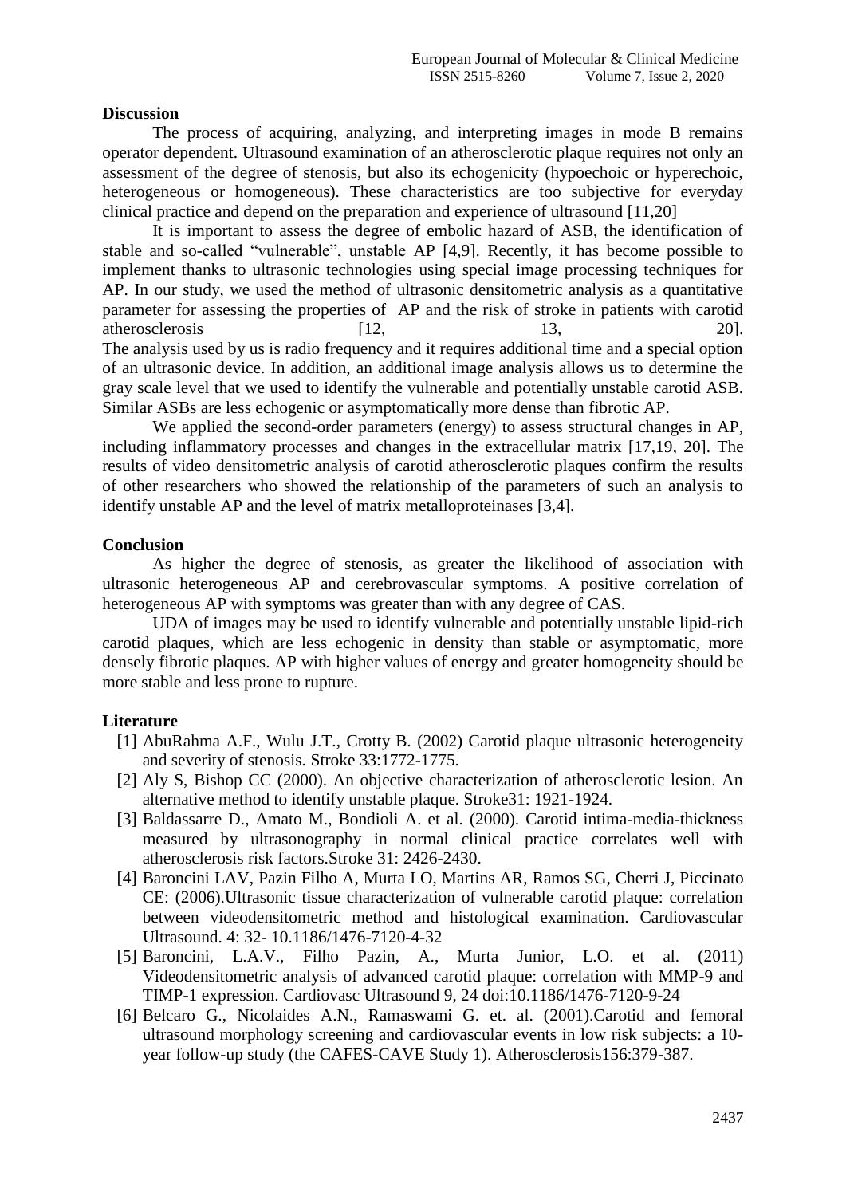## Discussion

The process of acquiring, analyzing, and interpreting images in mode B remains operator dependent. Ultrasound examination of an atherosclerotic plaque requires not only an assessment of the degree of stenosis, but also its echogenicity (hypoechoic or hyperechoic, heterogeneous or homogeneous). These characteristics are too subjective for everyday clinical practice and depend on the preparation and experience of ultrasound [11,20]

It is important to assess the degree of embolic hazard of ASB, the identification of stable and so-called "vulnerable", unstable AP [4,9]. Recently, it has become possible to implement thanks to ultrasonic technologies using special image processing techniques for AP. In our study, we used the method of ultrasonic densitometric analysis as a quantitative parameter for assessing the properties of AP and the risk of stroke in patients with carotid atherosclerosis [12, 13, 20]. The analysis used by us is radio frequency and it requires additional time and a special option of an ultrasonic device. In addition, an additional image analysis allows us to determine the gray scale level that we used to identify the vulnerable and potentially unstable carotid ASB. Similar ASBs are less echogenic or asymptomatically more dense than fibrotic AP.

We applied the second-order parameters (energy) to assess structural changes in AP, including inflammatory processes and changes in the extracellular matrix [17,19, 20]. The results of video densitometric analysis of carotid atherosclerotic plaques confirm the results of other researchers who showed the relationship of the parameters of such an analysis to identify unstable AP and the level of matrix metalloproteinases [3,4].

## Conclusion

As higher the degree of stenosis, as greater the likelihood of association with ultrasonic heterogeneous AP and cerebrovascular symptoms. A positive correlation of heterogeneous AP with symptoms was greater than with any degree of CAS.

UDA of images may be used to identify vulnerable and potentially unstable lipid-rich carotid plaques, which are less echogenic in density than stable or asymptomatic, more densely fibrotic plaques. AP with higher values of energy and greater homogeneity should be more stable and less prone to rupture.

## Literature

[1] AbuRahma A.F., Wulu J.T., Crotty B. (2002) Carotid plaque ultrasonic heterogeneity and severity of stenosis. Stroke 33:1772-1775.

[2] Aly S, Bishop CC (2000). An objective characterization of atherosclerotic lesion. An alternative method to identify unstable plaque. Stroke31: 1921-1924.

[3] Baldassarre D., Amato M., Bondioli A. et al. (2000). Carotid intima-media-thickness measured by ultrasonography in normal clinical practice correlates well with atherosclerosis risk factors.Stroke 31: 2426-2430.

[4] Baroncini LAV, Pazin Filho A, Murta LO, Martins AR, Ramos SG, Cherri J, Piccinato CE: (2006).Ultrasonic tissue characterization of vulnerable carotid plaque: correlation between videodensitometric method and histological examination. Cardiovascular Ultrasound. 4: 32- 10.1186/1476-7120-4-32

[5] Baroncini, L.A.V., Filho Pazin, A., Murta Junior, L.O. et al. (2011) Videodensitometric analysis of advanced carotid plaque: correlation with MMP-9 and TIMP-1 expression. Cardiovasc Ultrasound 9, 24 doi:10.1186/1476-7120-9-24

[6] Belcaro G., Nicolaides A.N., Ramaswami G. et. al. (2001).Carotid and femoral ultrasound morphology screening and cardiovascular events in low risk subjects: a 10-year follow-up study (the CAFES-CAVE Study 1). Atherosclerosis156:379-387.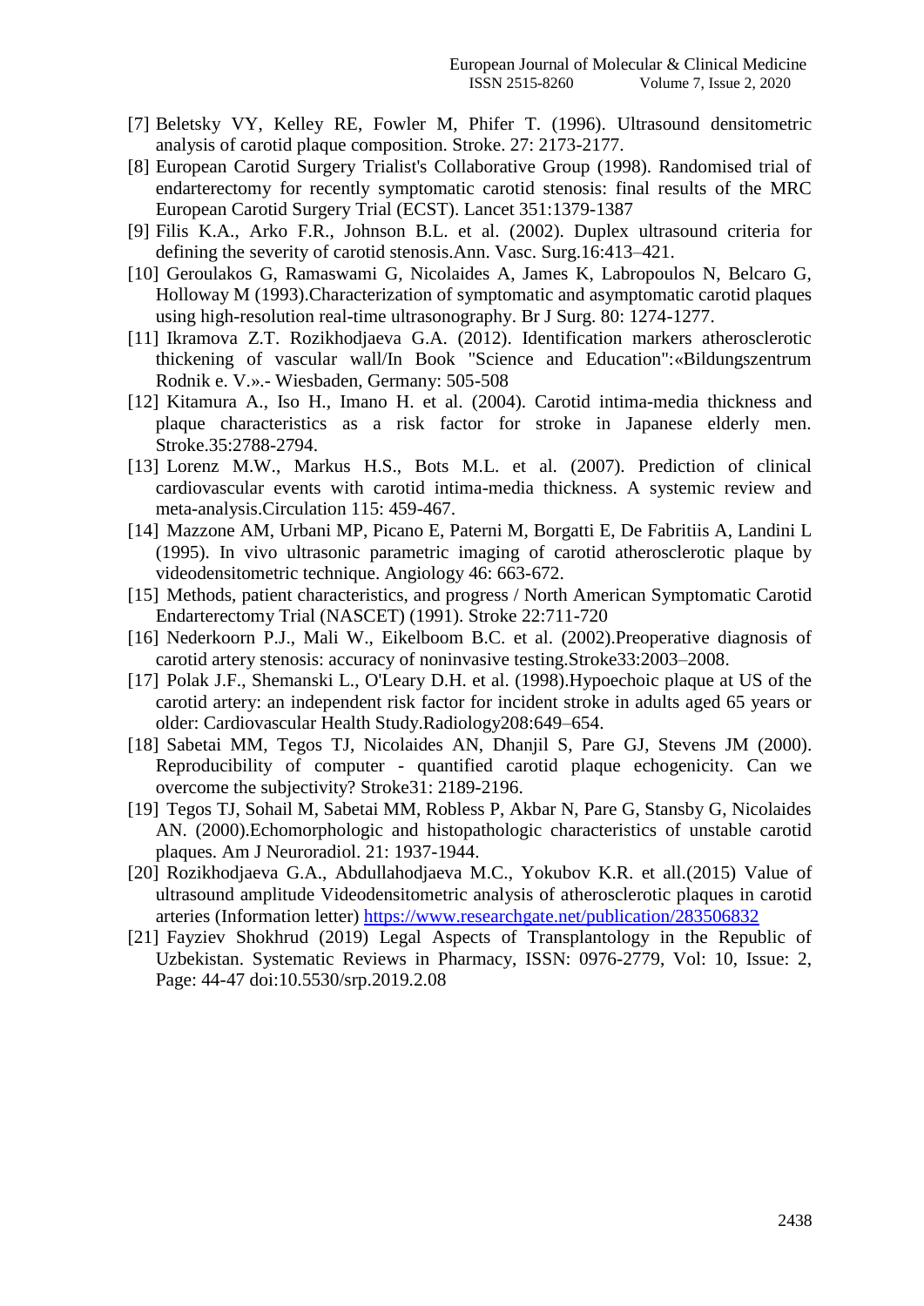[7] Beletsky VY, Kelley RE, Fowler M, Phifer T. (1996). Ultrasound densitometric analysis of carotid plaque composition. Stroke. 27: 2173-2177.

[8] European Carotid Surgery Trialist's Collaborative Group (1998). Randomised trial of endarterectomy for recently symptomatic carotid stenosis: final results of the MRC European Carotid Surgery Trial (ECST). Lancet 351:1379-1387

[9] Filis K.A., Arko F.R., Johnson B.L. et al. (2002). Duplex ultrasound criteria for defining the severity of carotid stenosis.Ann. Vasc. Surg.16:413–421.

[10] Geroulakos G, Ramaswami G, Nicolaides A, James K, Labropoulos N, Belcaro G, Holloway M (1993).Characterization of symptomatic and asymptomatic carotid plaques using high-resolution real-time ultrasonography. Br J Surg. 80: 1274-1277.

[11] Ikramova Z.T. Rozikhodjaeva G.A. (2012). Identification markers atherosclerotic thickening of vascular wall/In Book "Science and Education":«Bildungszentrum Rodnik e. V.».- Wiesbaden, Germany: 505-508

[12] Kitamura A., Iso H., Imano H. et al. (2004). Carotid intima-media thickness and plaque characteristics as a risk factor for stroke in Japanese elderly men. Stroke.35:2788-2794.

[13] Lorenz M.W., Markus H.S., Bots M.L. et al. (2007). Prediction of clinical cardiovascular events with carotid intima-media thickness. A systemic review and meta-analysis.Circulation 115: 459-467.

[14] Mazzone AM, Urbani MP, Picano E, Paterni M, Borgatti E, De Fabritiis A, Landini L (1995). In vivo ultrasonic parametric imaging of carotid atherosclerotic plaque by videodensitometric technique. Angiology 46: 663-672.

[15] Methods, patient characteristics, and progress / North American Symptomatic Carotid Endarterectomy Trial (NASCET) (1991). Stroke 22:711-720

[16] Nederkoorn P.J., Mali W., Eikelboom B.C. et al. (2002).Preoperative diagnosis of carotid artery stenosis: accuracy of noninvasive testing.Stroke33:2003–2008.

[17] Polak J.F., Shemanski L., O'Leary D.H. et al. (1998).Hypoechoic plaque at US of the carotid artery: an independent risk factor for incident stroke in adults aged 65 years or older: Cardiovascular Health Study.Radiology208:649–654.

[18] Sabetai MM, Tegos TJ, Nicolaides AN, Dhanjil S, Pare GJ, Stevens JM (2000). Reproducibility of computer - quantified carotid plaque echogenicity. Can we overcome the subjectivity? Stroke31: 2189-2196.

[19] Tegos TJ, Sohail M, Sabetai MM, Robless P, Akbar N, Pare G, Stansby G, Nicolaides AN. (2000).Echomorphologic and histopathologic characteristics of unstable carotid plaques. Am J Neuroradiol. 21: 1937-1944.

[20] Rozikhodjaeva G.A., Abdullahodjaeva M.C., Yokubov K.R. et all.(2015) Value of ultrasound amplitude Videodensitometric analysis of atherosclerotic plaques in carotid arteries (Information letter) https://www.researchgate.net/publication/283506832

[21] Fayziev Shokhrud (2019) Legal Aspects of Transplantology in the Republic of Uzbekistan. Systematic Reviews in Pharmacy, ISSN: 0976-2779, Vol: 10, Issue: 2, Page: 44-47 doi:10.5530/srp.2019.2.08